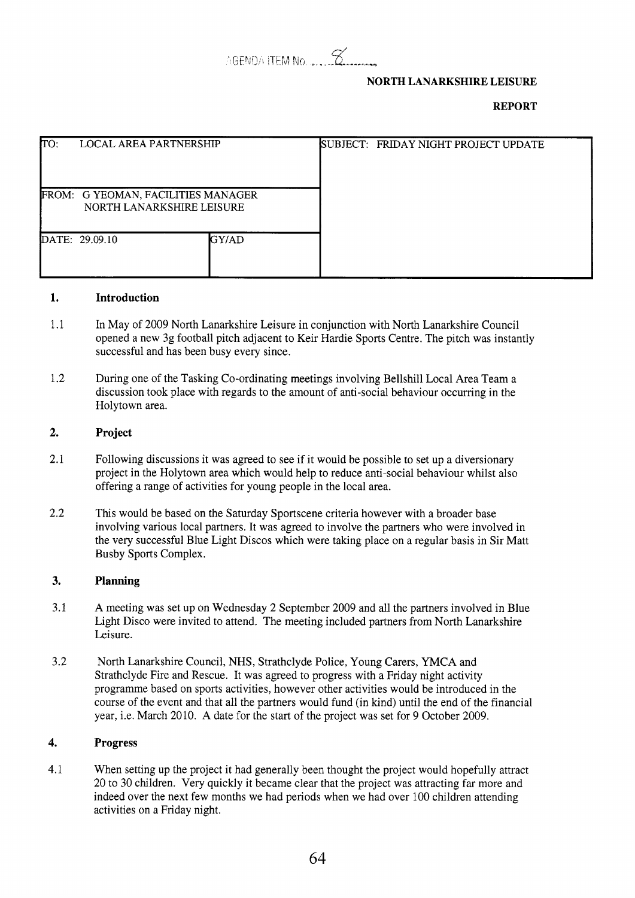AGENDA ITEM No. 8

**NORTH LANARKSHIRE LEISURE**

**REPORT**

| TO: LOCAL AREA PARTNERSHIP | | SUBJECT: FRIDAY NIGHT PROJECT UPDATE |
|---|---|---|
| FROM: G YEOMAN, FACILITIES MANAGER NORTH LANARKSHIRE LEISURE | | |
| DATE: 29.09.10 | GY/AD | |

## 1. Introduction

1.1 In May of 2009 North Lanarkshire Leisure in conjunction with North Lanarkshire Council opened a new 3g football pitch adjacent to Keir Hardie Sports Centre. The pitch was instantly successful and has been busy every since.

1.2 During one of the Tasking Co-ordinating meetings involving Bellshill Local Area Team a discussion took place with regards to the amount of anti-social behaviour occurring in the Holytown area.

## 2. Project

2.1 Following discussions it was agreed to see if it would be possible to set up a diversionary project in the Holytown area which would help to reduce anti-social behaviour whilst also offering a range of activities for young people in the local area.

2.2 This would be based on the Saturday Sportscene criteria however with a broader base involving various local partners. It was agreed to involve the partners who were involved in the very successful Blue Light Discos which were taking place on a regular basis in Sir Matt Busby Sports Complex.

## 3. Planning

3.1 A meeting was set up on Wednesday 2 September 2009 and all the partners involved in Blue Light Disco were invited to attend. The meeting included partners from North Lanarkshire Leisure.

3.2 North Lanarkshire Council, NHS, Strathclyde Police, Young Carers, YMCA and Strathclyde Fire and Rescue. It was agreed to progress with a Friday night activity programme based on sports activities, however other activities would be introduced in the course of the event and that all the partners would fund (in kind) until the end of the financial year, i.e. March 2010. A date for the start of the project was set for 9 October 2009.

## 4. Progress

4.1 When setting up the project it had generally been thought the project would hopefully attract 20 to 30 children. Very quickly it became clear that the project was attracting far more and indeed over the next few months we had periods when we had over 100 children attending activities on a Friday night.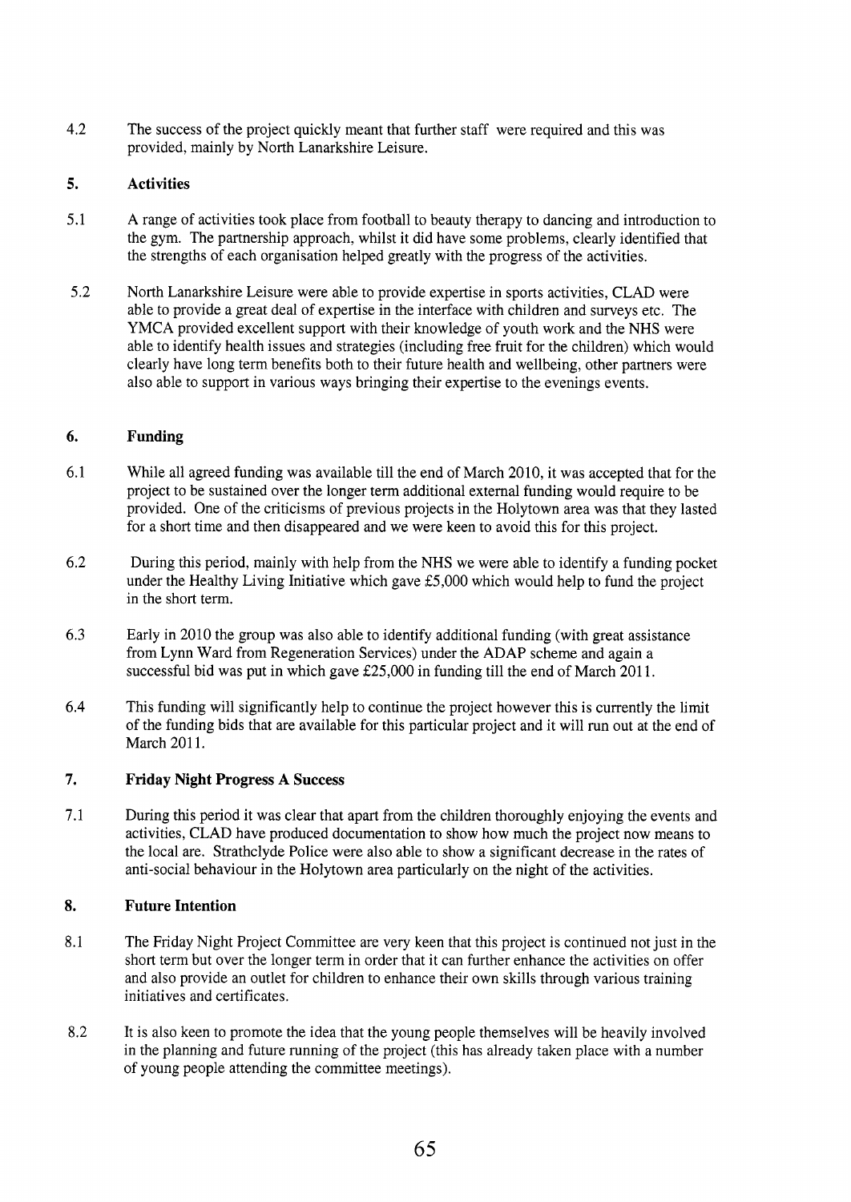4.2 The success of the project quickly meant that further staff were required and this was provided, mainly by North Lanarkshire Leisure.

## 5. Activities

5.1 A range of activities took place from football to beauty therapy to dancing and introduction to the gym. The partnership approach, whilst it did have some problems, clearly identified that the strengths of each organisation helped greatly with the progress of the activities.

5.2 North Lanarkshire Leisure were able to provide expertise in sports activities, CLAD were able to provide a great deal of expertise in the interface with children and surveys etc. The YMCA provided excellent support with their knowledge of youth work and the NHS were able to identify health issues and strategies (including free fruit for the children) which would clearly have long term benefits both to their future health and wellbeing, other partners were also able to support in various ways bringing their expertise to the evenings events.

## 6. Funding

6.1 While all agreed funding was available till the end of March 2010, it was accepted that for the project to be sustained over the longer term additional external funding would require to be provided. One of the criticisms of previous projects in the Holytown area was that they lasted for a short time and then disappeared and we were keen to avoid this for this project.

6.2 During this period, mainly with help from the NHS we were able to identify a funding pocket under the Healthy Living Initiative which gave £5,000 which would help to fund the project in the short term.

6.3 Early in 2010 the group was also able to identify additional funding (with great assistance from Lynn Ward from Regeneration Services) under the ADAP scheme and again a successful bid was put in which gave £25,000 in funding till the end of March 2011.

6.4 This funding will significantly help to continue the project however this is currently the limit of the funding bids that are available for this particular project and it will run out at the end of March 2011.

## 7. Friday Night Progress A Success

7.1 During this period it was clear that apart from the children thoroughly enjoying the events and activities, CLAD have produced documentation to show how much the project now means to the local are. Strathclyde Police were also able to show a significant decrease in the rates of anti-social behaviour in the Holytown area particularly on the night of the activities.

## 8. Future Intention

8.1 The Friday Night Project Committee are very keen that this project is continued not just in the short term but over the longer term in order that it can further enhance the activities on offer and also provide an outlet for children to enhance their own skills through various training initiatives and certificates.

8.2 It is also keen to promote the idea that the young people themselves will be heavily involved in the planning and future running of the project (this has already taken place with a number of young people attending the committee meetings).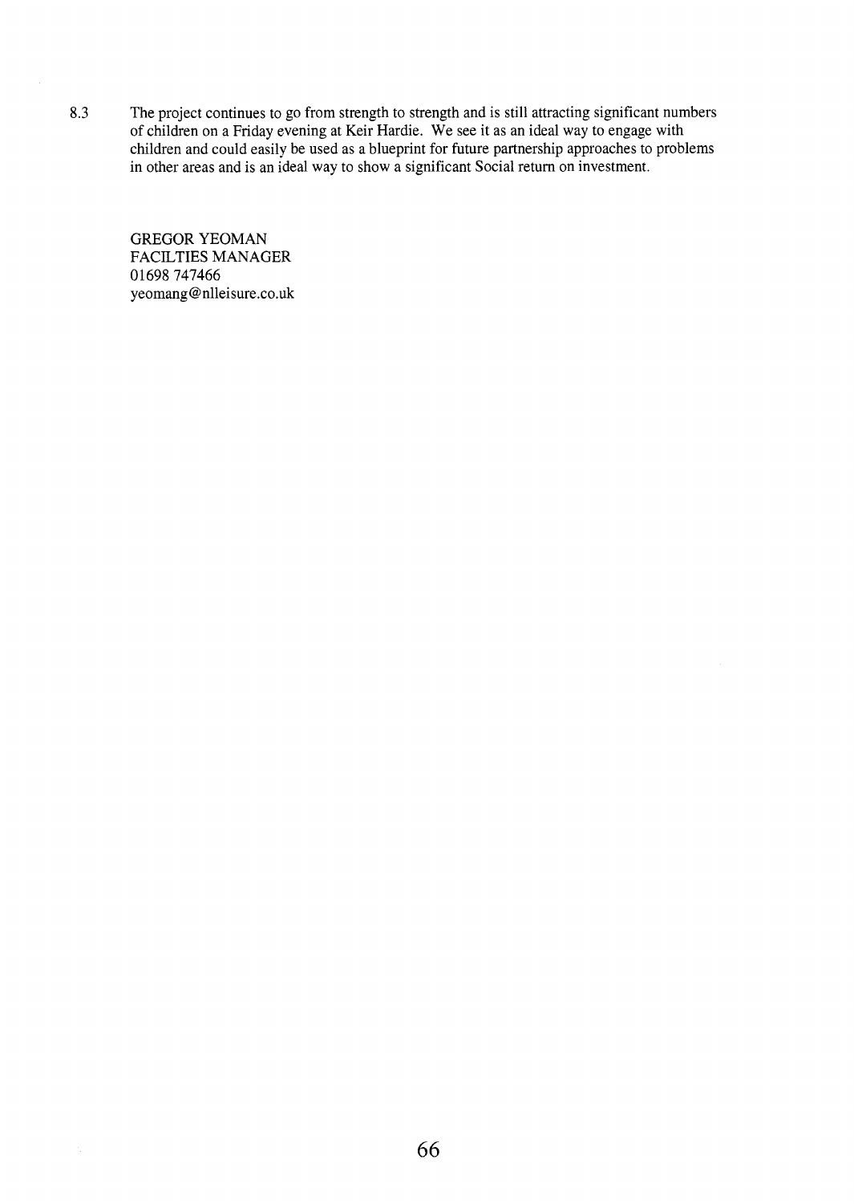8.3 The project continues to go from strength to strength and is still attracting significant numbers of children on a Friday evening at Keir Hardie. We see it as an ideal way to engage with children and could easily be used as a blueprint for future partnership approaches to problems in other areas and is an ideal way to show a significant Social return on investment.

GREGOR YEOMAN
FACILTIES MANAGER
01698 747466
yeomang@nlleisure.co.uk